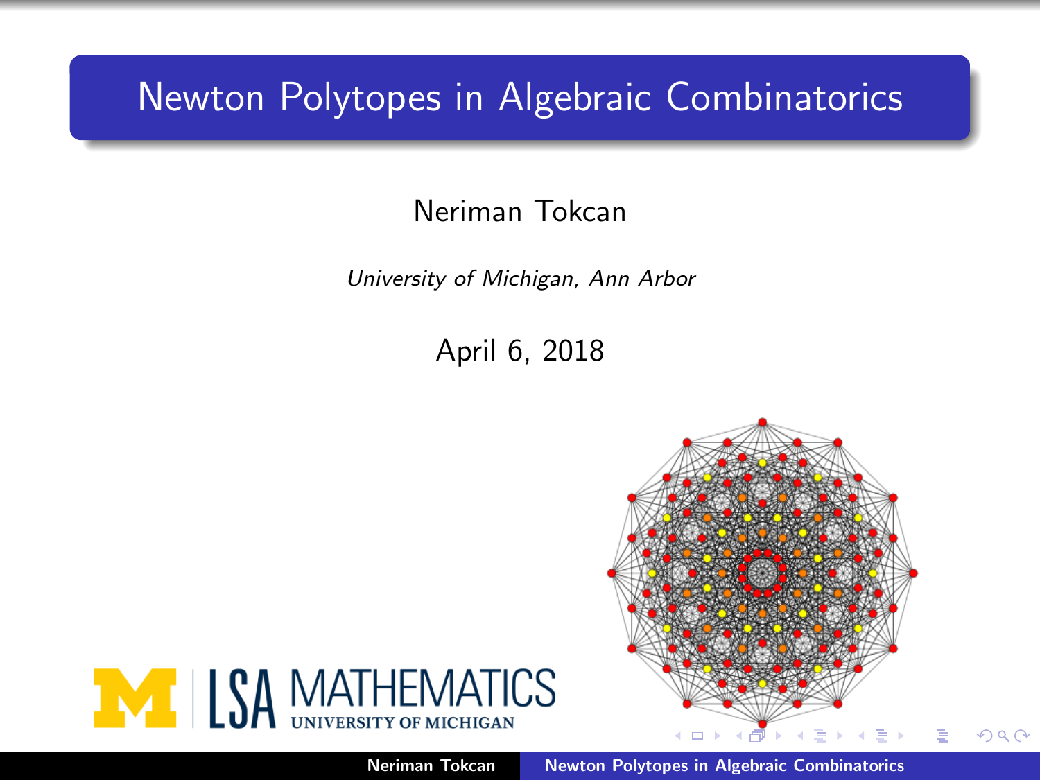# Newton Polytopes in Algebraic Combinatorics

Neriman Tokcan

*University of Michigan, Ann Arbor*

April 6, 2018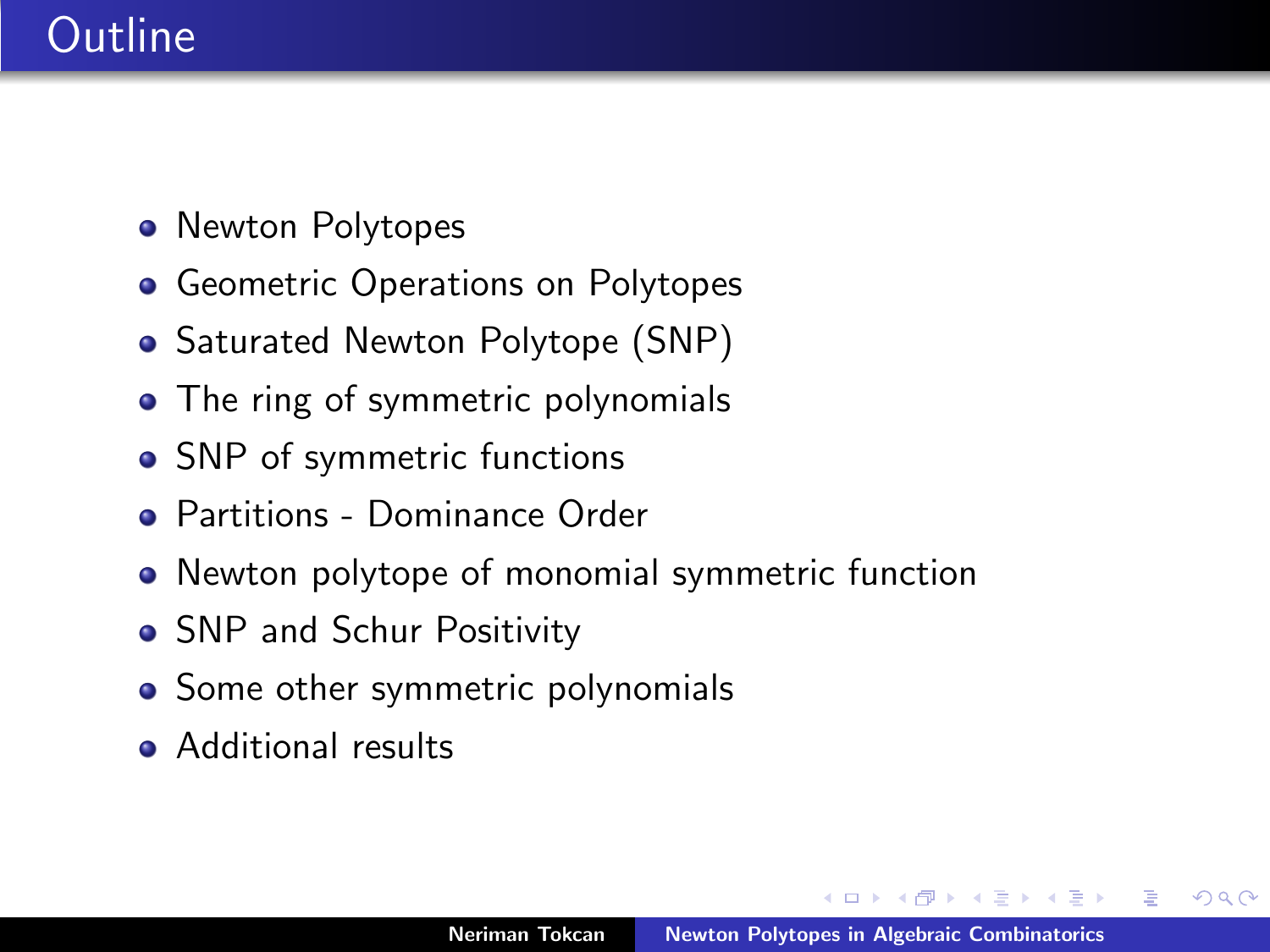# Outline

- Newton Polytopes
- Geometric Operations on Polytopes
- Saturated Newton Polytope (SNP)
- The ring of symmetric polynomials
- SNP of symmetric functions
- Partitions - Dominance Order
- Newton polytope of monomial symmetric function
- SNP and Schur Positivity
- Some other symmetric polynomials
- Additional results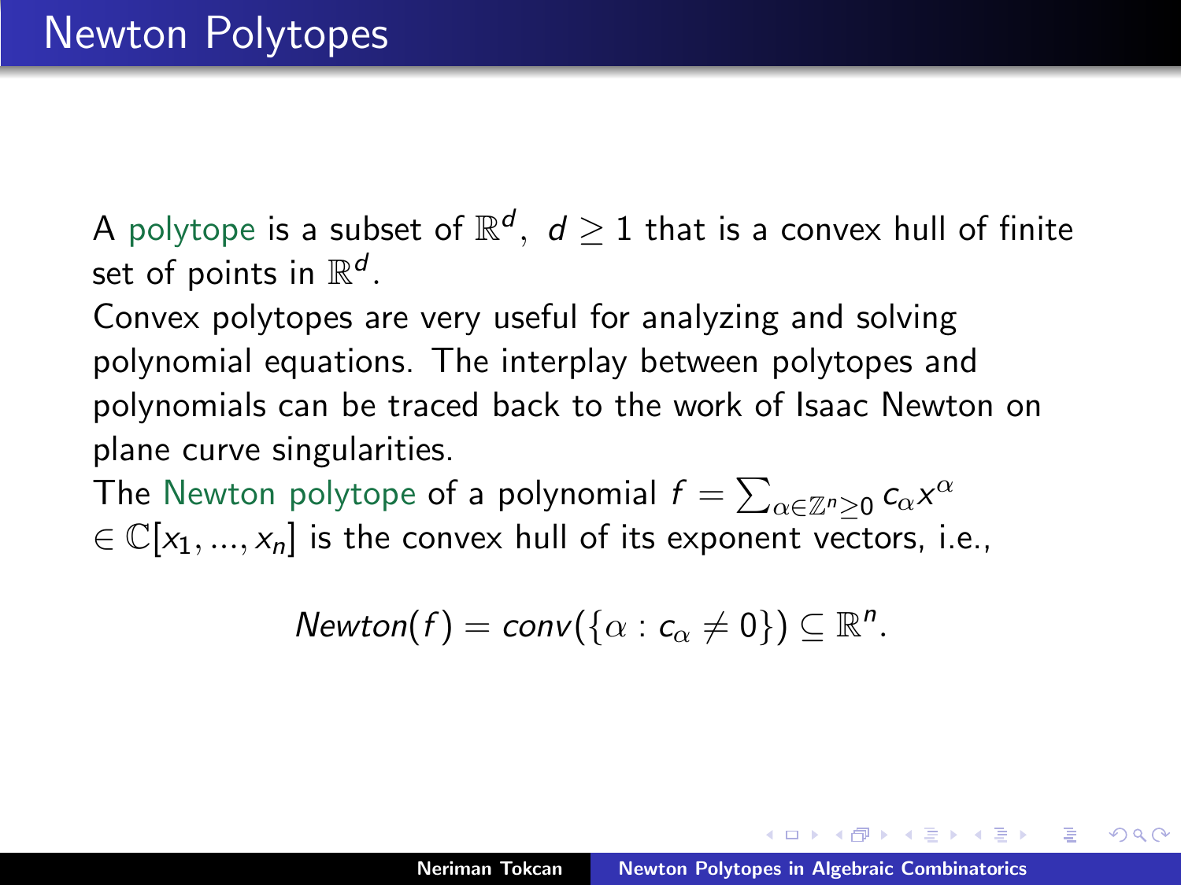# Newton Polytopes

A polytope is a subset of $\mathbb{R}^d$, $d \geq 1$ that is a convex hull of finite set of points in $\mathbb{R}^d$.

Convex polytopes are very useful for analyzing and solving polynomial equations. The interplay between polytopes and polynomials can be traced back to the work of Isaac Newton on plane curve singularities.

The Newton polytope of a polynomial $f = \sum_{\alpha \in \mathbb{Z}^n \geq 0} c_\alpha x^\alpha$ $\in \mathbb{C}[x_1, ..., x_n]$ is the convex hull of its exponent vectors, i.e.,

$$Newton(f) = conv(\{\alpha : c_\alpha \neq 0\}) \subseteq \mathbb{R}^n.$$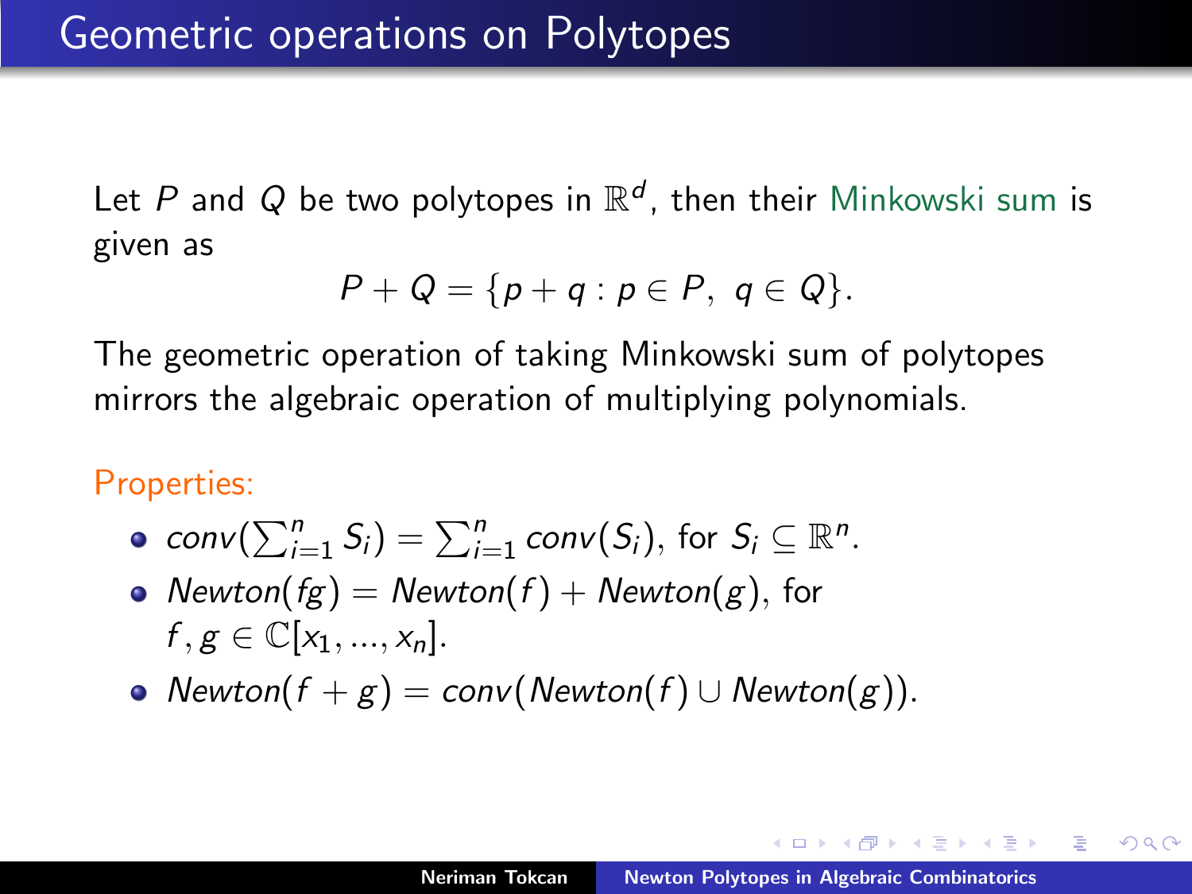# Geometric operations on Polytopes

Let $P$ and $Q$ be two polytopes in $\mathbb{R}^d$, then their Minkowski sum is given as

$$P + Q = \{p + q : p \in P, \ q \in Q\}.$$

The geometric operation of taking Minkowski sum of polytopes mirrors the algebraic operation of multiplying polynomials.

Properties:

- $conv(\sum_{i=1}^{n} S_i) = \sum_{i=1}^{n} conv(S_i)$, for $S_i \subseteq \mathbb{R}^n$.
- $Newton(fg) = Newton(f) + Newton(g)$, for $f, g \in \mathbb{C}[x_1, ..., x_n]$.
- $Newton(f + g) = conv(Newton(f) \cup Newton(g))$.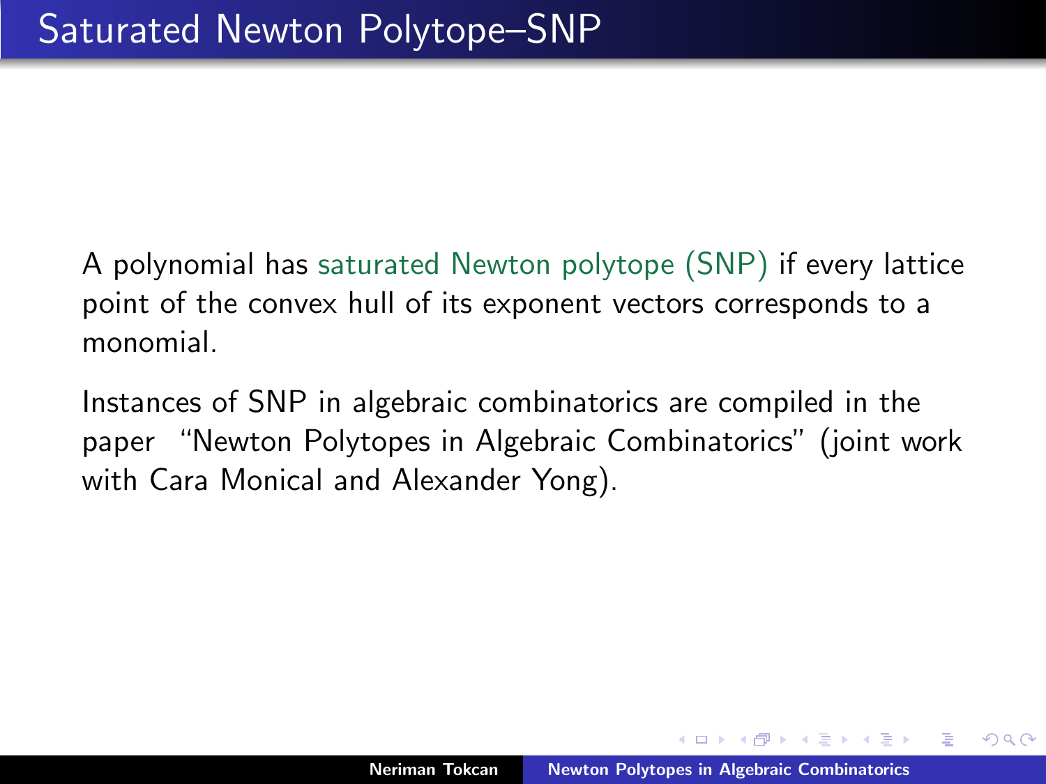# Saturated Newton Polytope–SNP

A polynomial has saturated Newton polytope (SNP) if every lattice point of the convex hull of its exponent vectors corresponds to a monomial.

Instances of SNP in algebraic combinatorics are compiled in the paper "Newton Polytopes in Algebraic Combinatorics" (joint work with Cara Monical and Alexander Yong).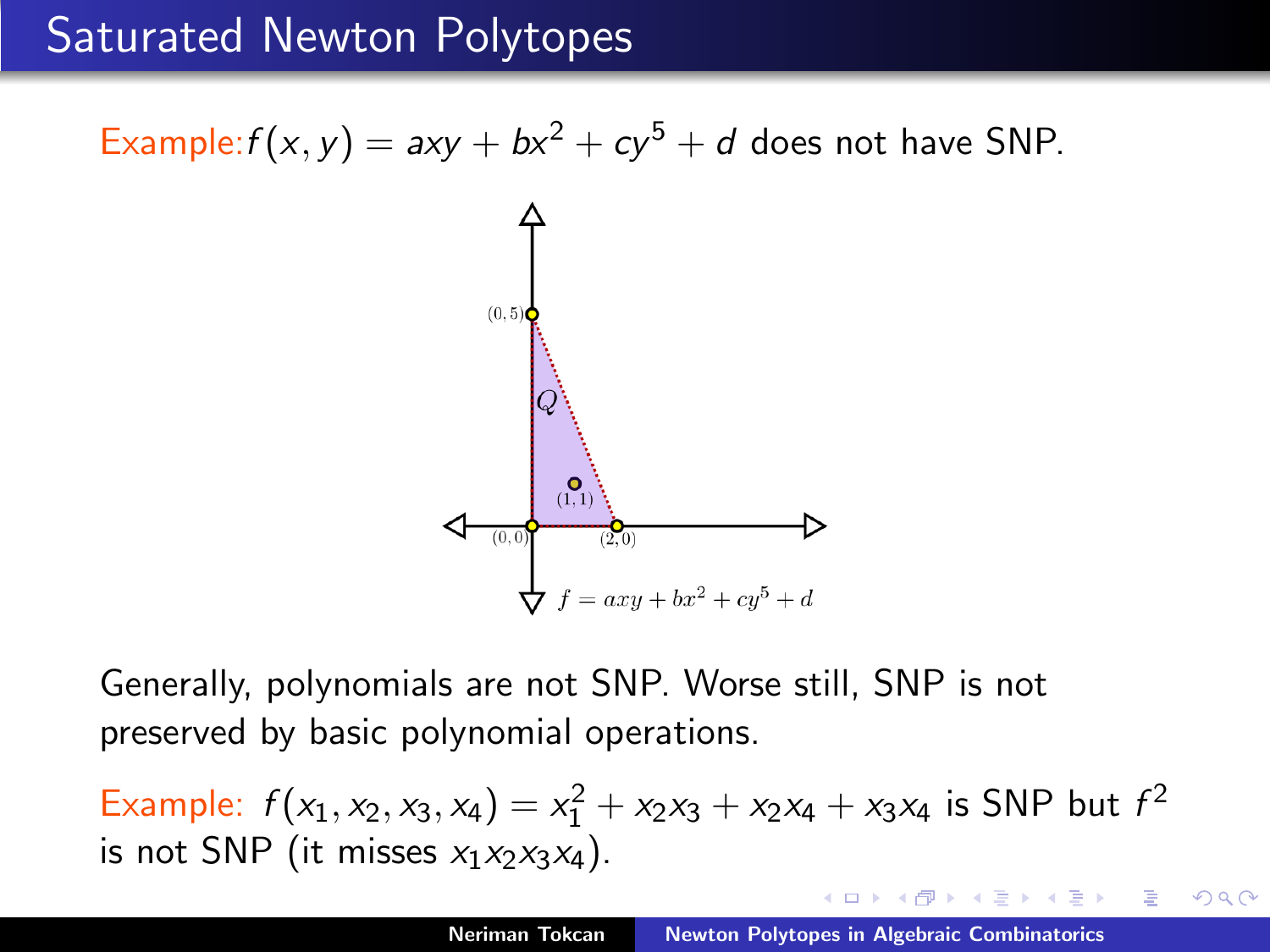# Saturated Newton Polytopes

Example: $f(x, y) = axy + bx^2 + cy^5 + d$ does not have SNP.

Generally, polynomials are not SNP. Worse still, SNP is not preserved by basic polynomial operations.

Example: $f(x_1, x_2, x_3, x_4) = x_1^2 + x_2x_3 + x_2x_4 + x_3x_4$ is SNP but $f^2$ is not SNP (it misses $x_1x_2x_3x_4$).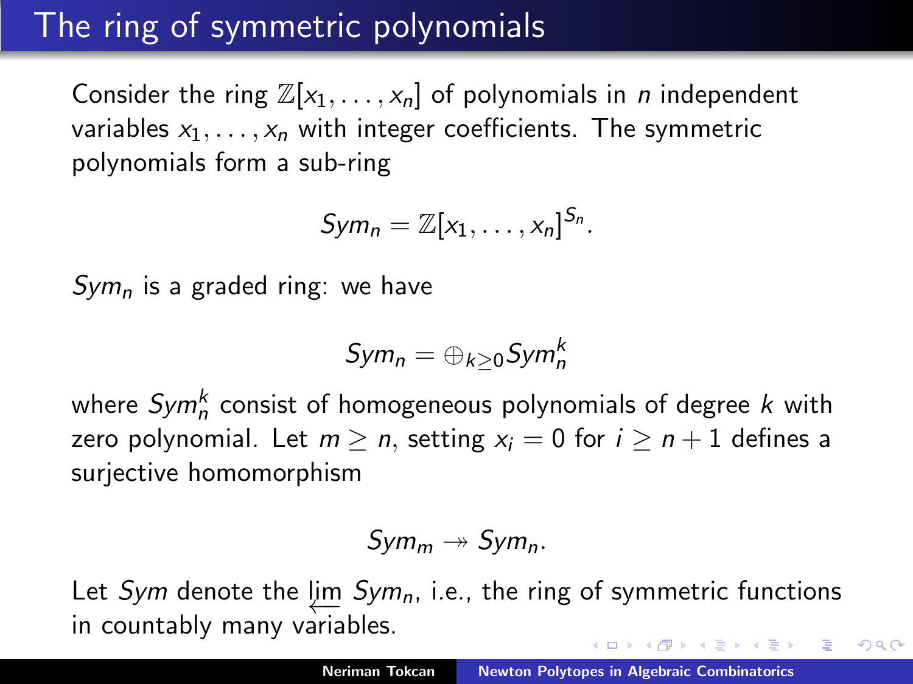# The ring of symmetric polynomials

Consider the ring $\mathbb{Z}[x_1, \ldots, x_n]$ of polynomials in $n$ independent variables $x_1, \ldots, x_n$ with integer coefficients. The symmetric polynomials form a sub-ring

$$Sym_n = \mathbb{Z}[x_1, \ldots, x_n]^{S_n}.$$

$Sym_n$ is a graded ring: we have

$$Sym_n = \oplus_{k \geq 0} Sym_n^k$$

where $Sym_n^k$ consist of homogeneous polynomials of degree $k$ with zero polynomial. Let $m \geq n$, setting $x_i = 0$ for $i \geq n+1$ defines a surjective homomorphism

$$Sym_m \twoheadrightarrow Sym_n.$$

Let $Sym$ denote the $\varprojlim Sym_n$, i.e., the ring of symmetric functions in countably many variables.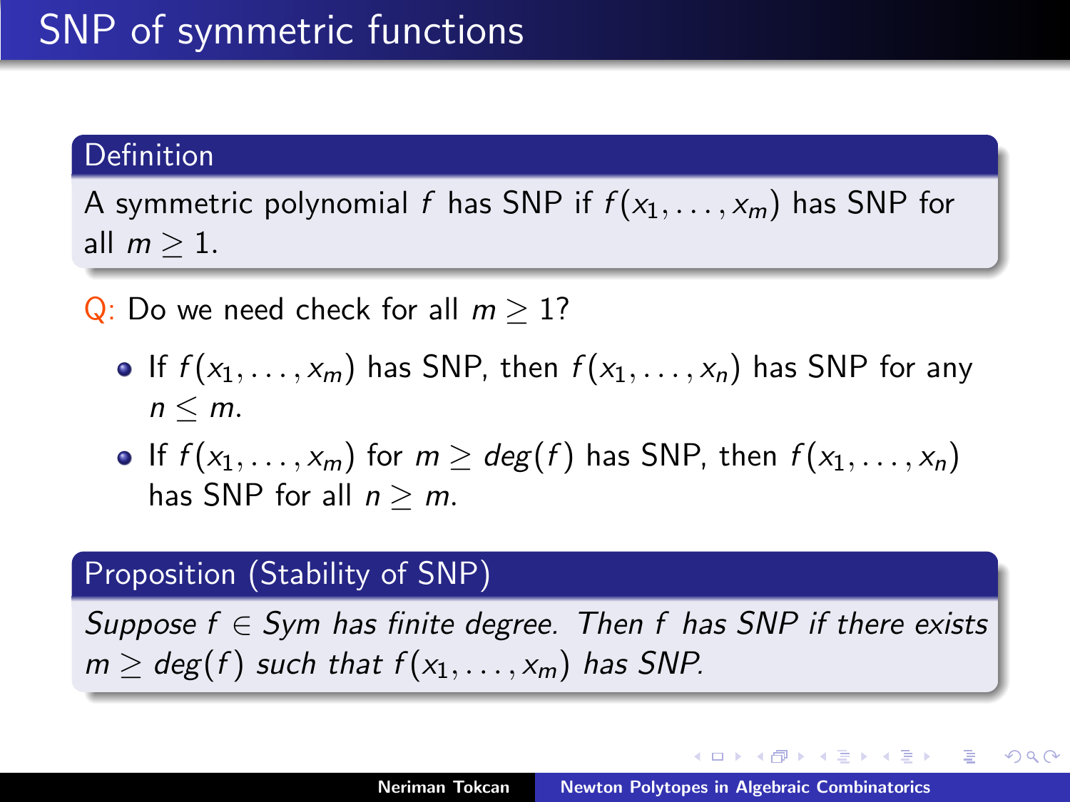# SNP of symmetric functions

**Definition**

A symmetric polynomial $f$ has SNP if $f(x_1, \ldots, x_m)$ has SNP for all $m \geq 1$.

Q: Do we need check for all $m \geq 1$?

- If $f(x_1, \ldots, x_m)$ has SNP, then $f(x_1, \ldots, x_n)$ has SNP for any $n \leq m$.
- If $f(x_1, \ldots, x_m)$ for $m \geq deg(f)$ has SNP, then $f(x_1, \ldots, x_n)$ has SNP for all $n \geq m$.

**Proposition (Stability of SNP)**

*Suppose $f \in Sym$ has finite degree. Then $f$ has SNP if there exists $m \geq deg(f)$ such that $f(x_1, \ldots, x_m)$ has SNP.*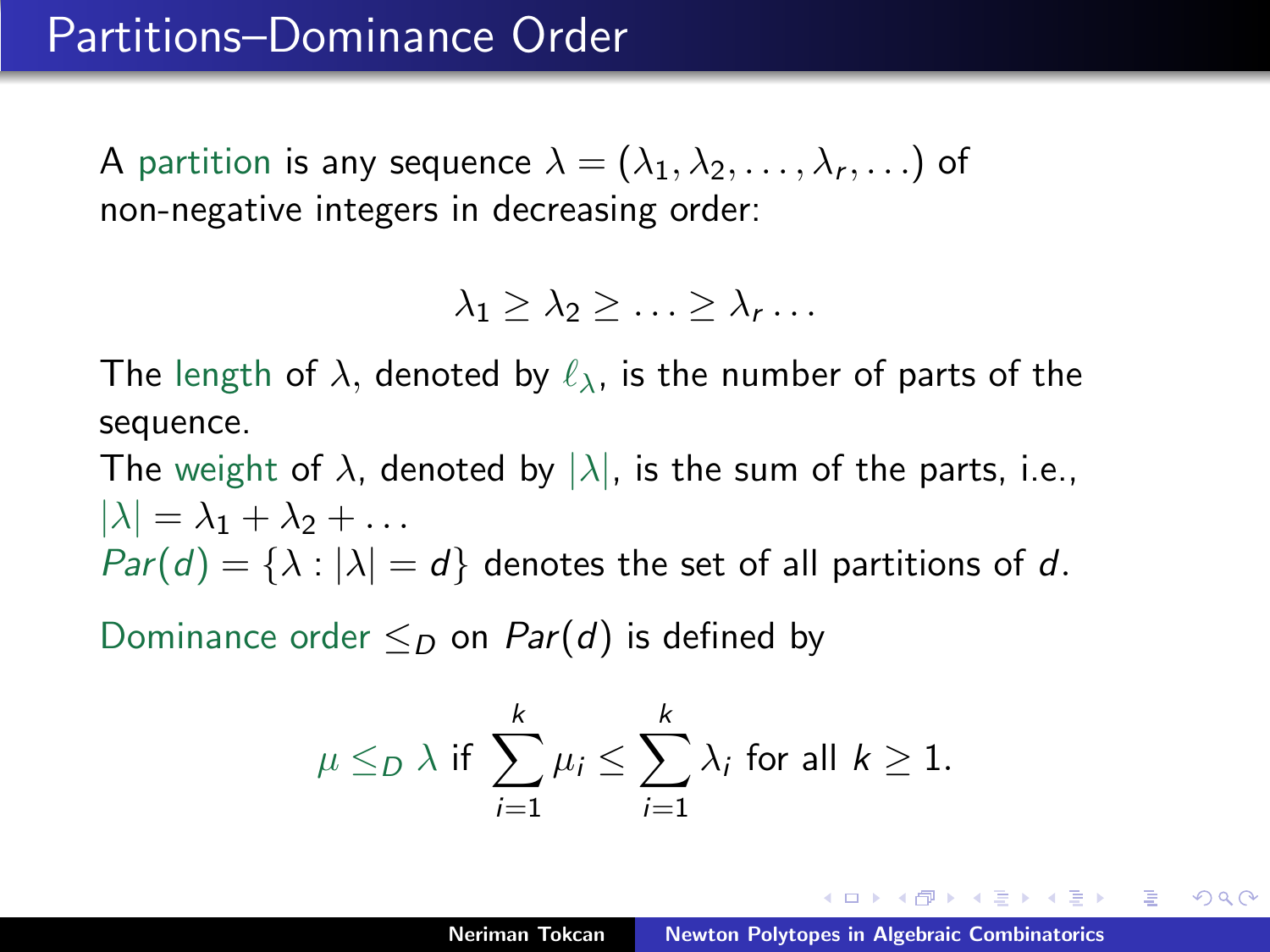# Partitions–Dominance Order

A partition is any sequence $\lambda = (\lambda_1, \lambda_2, \ldots, \lambda_r, \ldots)$ of non-negative integers in decreasing order:

$$\lambda_1 \geq \lambda_2 \geq \ldots \geq \lambda_r \ldots$$

The length of $\lambda$, denoted by $\ell_\lambda$, is the number of parts of the sequence.
The weight of $\lambda$, denoted by $|\lambda|$, is the sum of the parts, i.e., $|\lambda| = \lambda_1 + \lambda_2 + \ldots$
$Par(d) = \{\lambda : |\lambda| = d\}$ denotes the set of all partitions of $d$.

Dominance order $\leq_D$ on $Par(d)$ is defined by

$$\mu \leq_D \lambda \text{ if } \sum_{i=1}^{k} \mu_i \leq \sum_{i=1}^{k} \lambda_i \text{ for all } k \geq 1.$$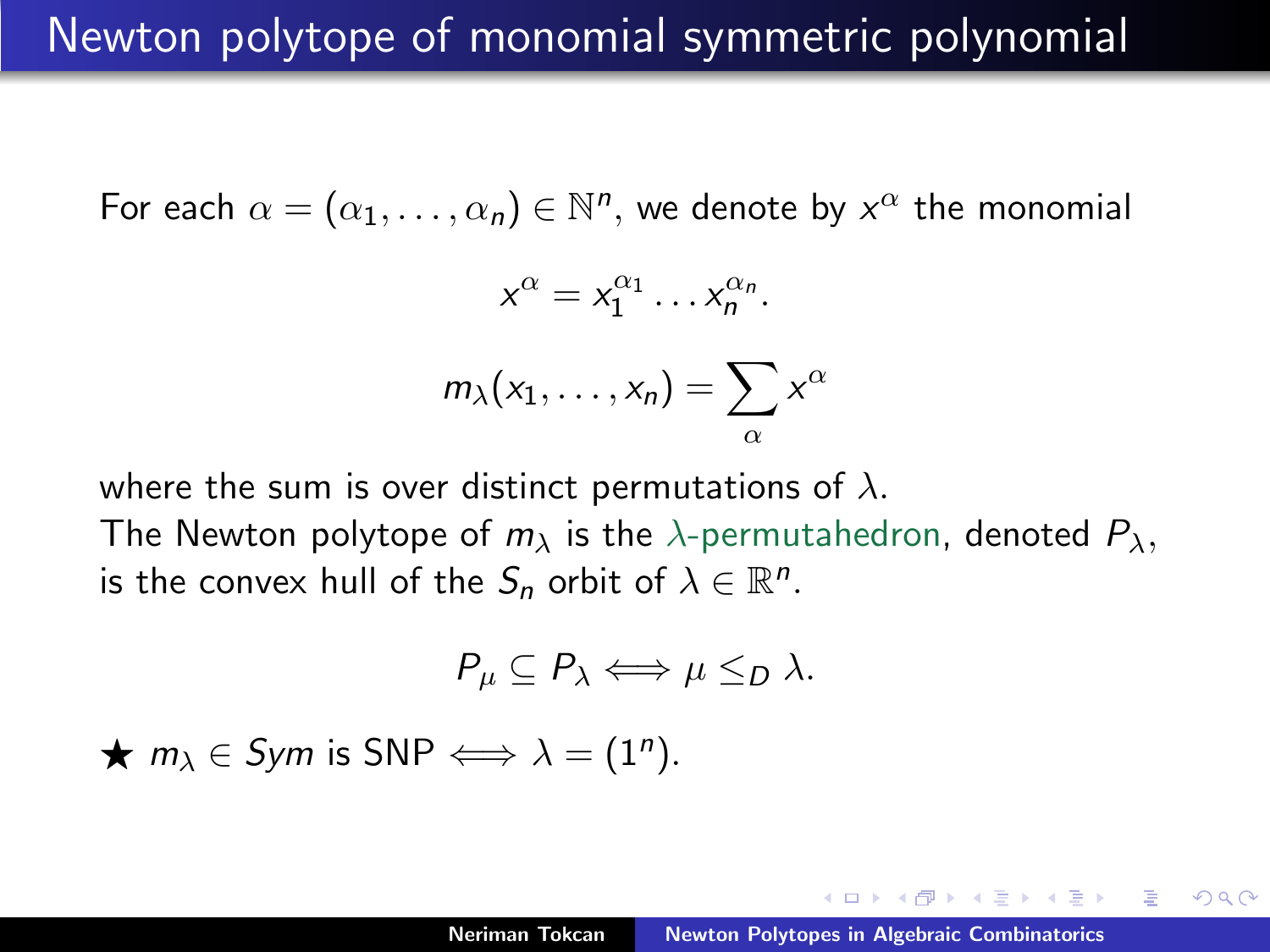# Newton polytope of monomial symmetric polynomial

For each $\alpha = (\alpha_1, \ldots, \alpha_n) \in \mathbb{N}^n$, we denote by $x^\alpha$ the monomial

$$x^\alpha = x_1^{\alpha_1} \ldots x_n^{\alpha_n}.$$

$$m_\lambda(x_1, \ldots, x_n) = \sum_\alpha x^\alpha$$

where the sum is over distinct permutations of $\lambda$.

The Newton polytope of $m_\lambda$ is the $\lambda$-permutahedron, denoted $P_\lambda$, is the convex hull of the $S_n$ orbit of $\lambda \in \mathbb{R}^n$.

$$P_\mu \subseteq P_\lambda \iff \mu \leq_D \lambda.$$

★ $m_\lambda \in Sym$ is SNP $\iff \lambda = (1^n)$.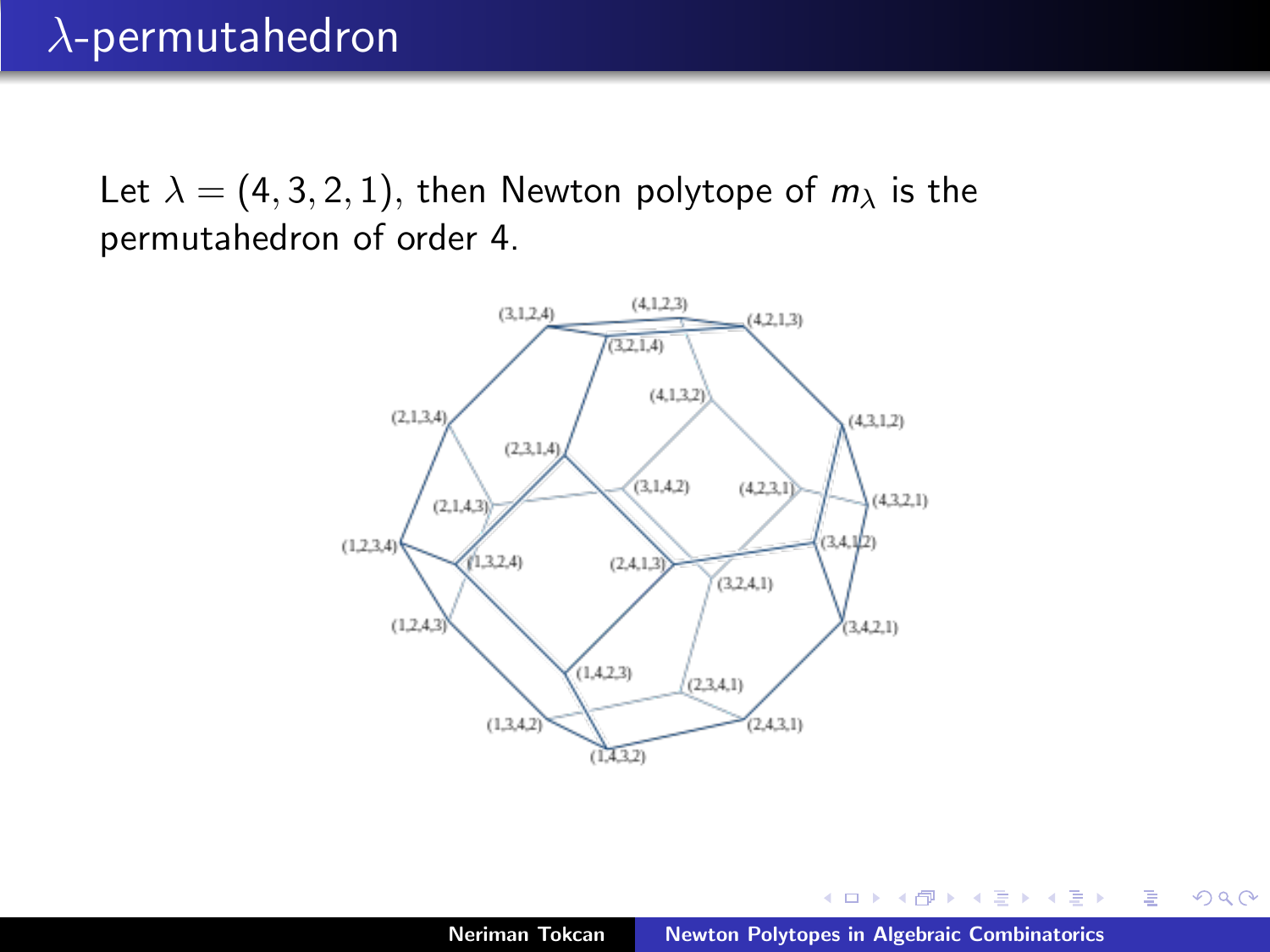# $\lambda$-permutahedron

Let $\lambda = (4, 3, 2, 1)$, then Newton polytope of $m_\lambda$ is the permutahedron of order 4.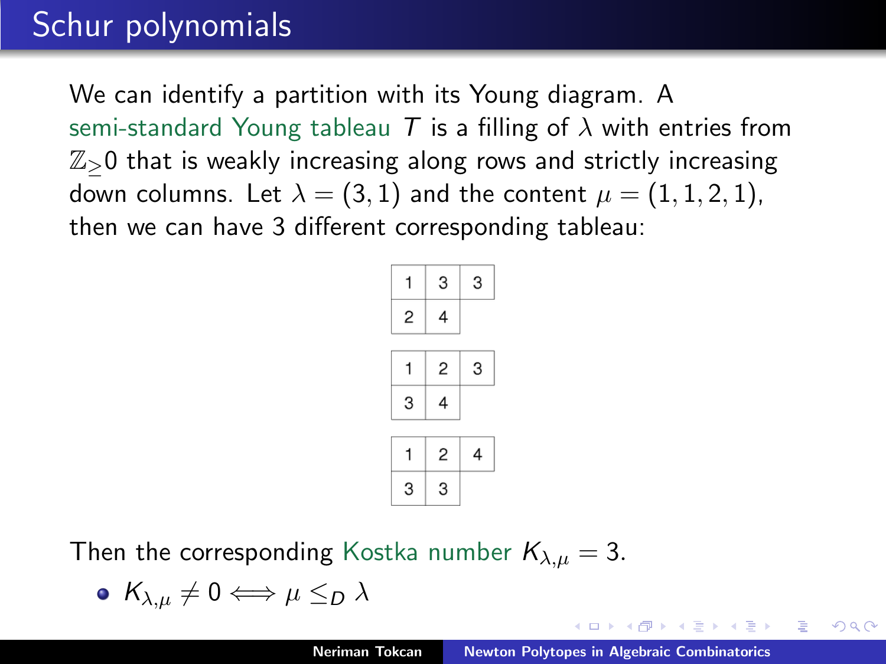# Schur polynomials

We can identify a partition with its Young diagram. A semi-standard Young tableau $T$ is a filling of $\lambda$ with entries from $\mathbb{Z}_{\geq}0$ that is weakly increasing along rows and strictly increasing down columns. Let $\lambda = (3, 1)$ and the content $\mu = (1, 1, 2, 1)$, then we can have 3 different corresponding tableau:

| 1 | 3 | 3 |
|---|---|---|
| 2 | 4 | |

| 1 | 2 | 3 |
|---|---|---|
| 3 | 4 | |

| 1 | 2 | 4 |
|---|---|---|
| 3 | 3 | |

Then the corresponding Kostka number $K_{\lambda,\mu} = 3$.

- $K_{\lambda,\mu} \neq 0 \Longleftrightarrow \mu \leq_D \lambda$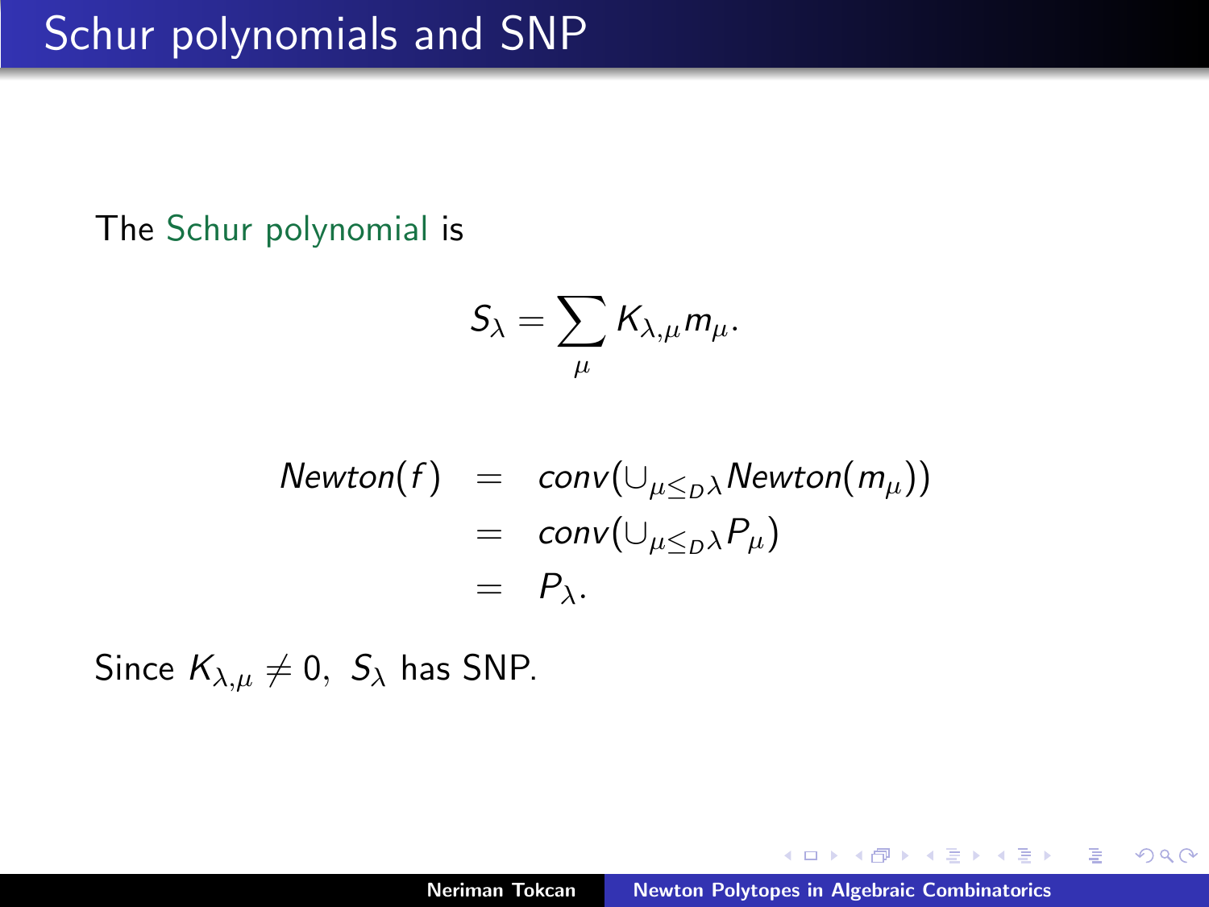# Schur polynomials and SNP

The Schur polynomial is

$$S_\lambda = \sum_{\mu} K_{\lambda,\mu} m_\mu.$$

$$\begin{aligned}
Newton(f) &= conv(\cup_{\mu \leq_D \lambda} Newton(m_\mu)) \\
&= conv(\cup_{\mu \leq_D \lambda} P_\mu) \\
&= P_\lambda.
\end{aligned}$$

Since $K_{\lambda,\mu} \neq 0$, $S_\lambda$ has SNP.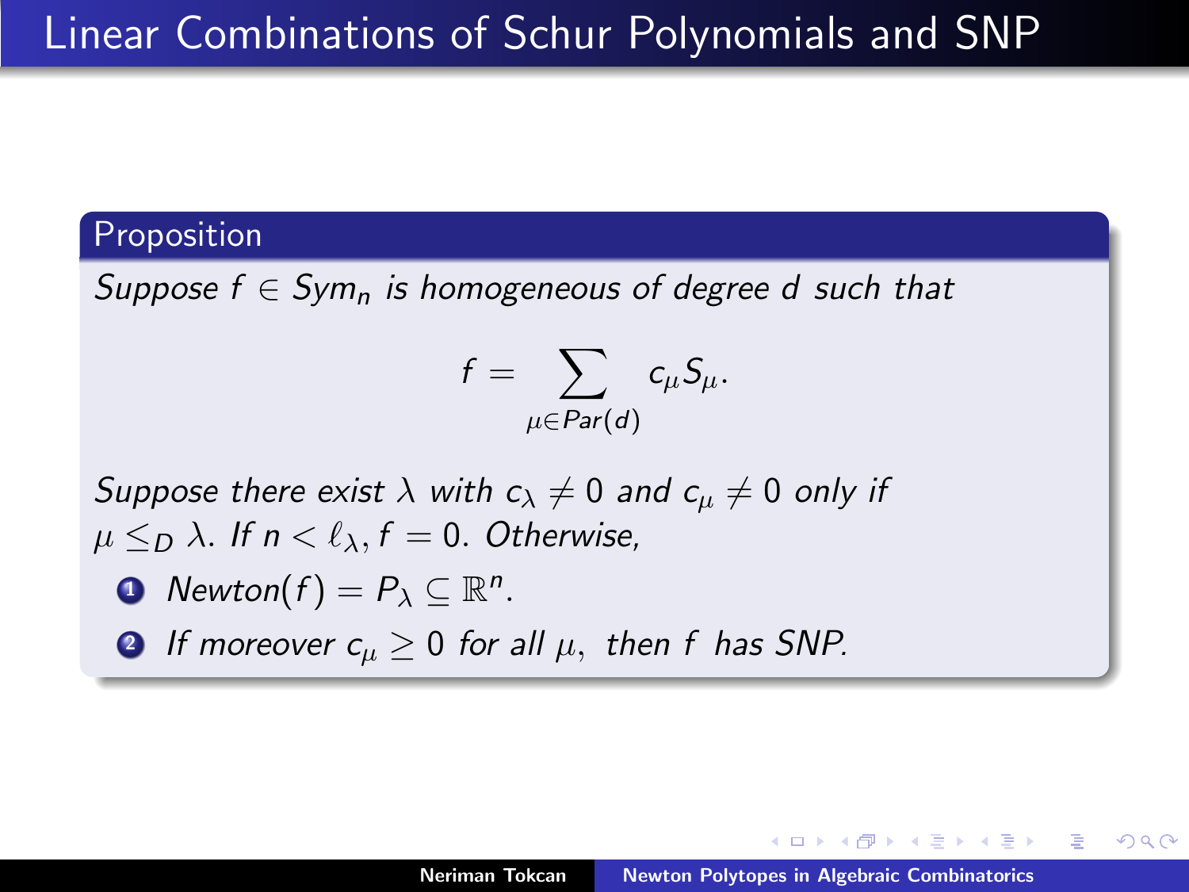# Linear Combinations of Schur Polynomials and SNP

**Proposition**

*Suppose $f \in Sym_n$ is homogeneous of degree $d$ such that*

$$f = \sum_{\mu \in Par(d)} c_\mu S_\mu.$$

*Suppose there exist $\lambda$ with $c_\lambda \neq 0$ and $c_\mu \neq 0$ only if $\mu \leq_D \lambda$. If $n < \ell_\lambda, f = 0$. Otherwise,*

1. *$Newton(f) = P_\lambda \subseteq \mathbb{R}^n$.*
2. *If moreover $c_\mu \geq 0$ for all $\mu$, then $f$ has SNP.*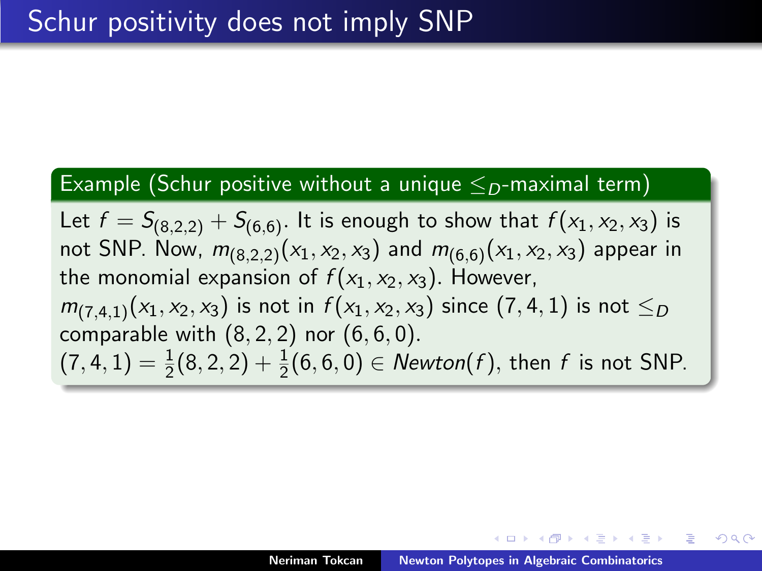# Schur positivity does not imply SNP

**Example (Schur positive without a unique $\leq_D$-maximal term)**

Let $f = S_{(8,2,2)} + S_{(6,6)}$. It is enough to show that $f(x_1, x_2, x_3)$ is not SNP. Now, $m_{(8,2,2)}(x_1, x_2, x_3)$ and $m_{(6,6)}(x_1, x_2, x_3)$ appear in the monomial expansion of $f(x_1, x_2, x_3)$. However, $m_{(7,4,1)}(x_1, x_2, x_3)$ is not in $f(x_1, x_2, x_3)$ since $(7, 4, 1)$ is not $\leq_D$ comparable with $(8, 2, 2)$ nor $(6, 6, 0)$.
$(7, 4, 1) = \frac{1}{2}(8, 2, 2) + \frac{1}{2}(6, 6, 0) \in Newton(f)$, then $f$ is not SNP.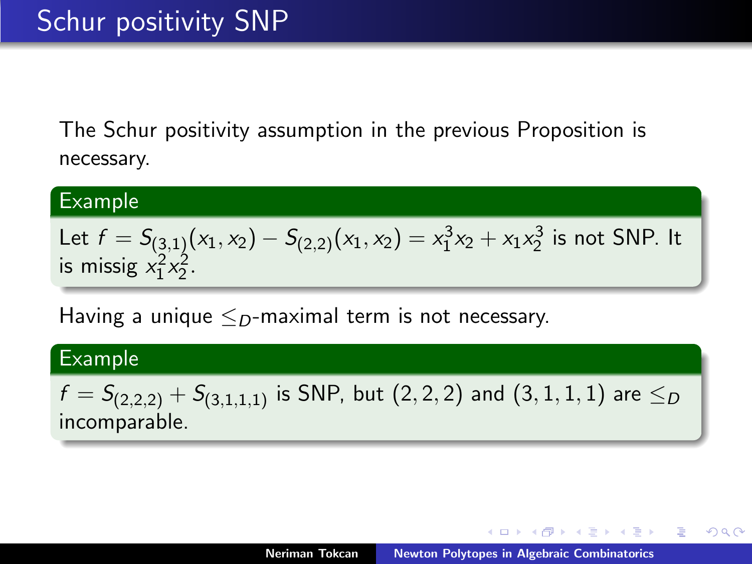# Schur positivity SNP

The Schur positivity assumption in the previous Proposition is necessary.

**Example**

Let $f = S_{(3,1)}(x_1, x_2) - S_{(2,2)}(x_1, x_2) = x_1^3 x_2 + x_1 x_2^3$ is not SNP. It is missig $x_1^2 x_2^2$.

Having a unique $\leq_D$-maximal term is not necessary.

**Example**

$f = S_{(2,2,2)} + S_{(3,1,1,1)}$ is SNP, but $(2, 2, 2)$ and $(3, 1, 1, 1)$ are $\leq_D$ incomparable.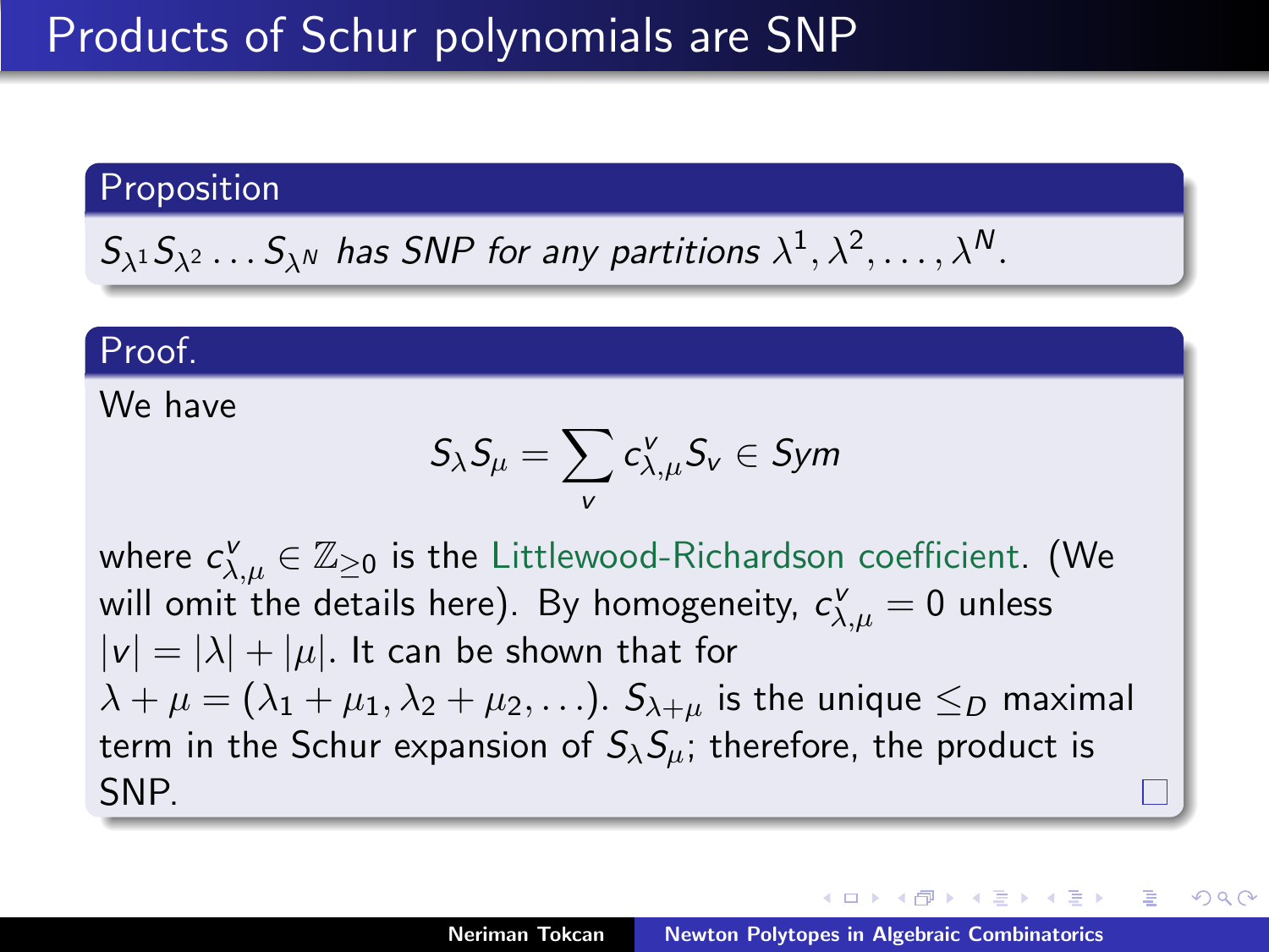# Products of Schur polynomials are SNP

**Proposition**

*$S_{\lambda^1} S_{\lambda^2} \ldots S_{\lambda^N}$ has SNP for any partitions $\lambda^1, \lambda^2, \ldots, \lambda^N$.*

**Proof.**

We have

$$S_\lambda S_\mu = \sum_v c^v_{\lambda,\mu} S_v \in Sym$$

where $c^v_{\lambda,\mu} \in \mathbb{Z}_{\geq 0}$ is the Littlewood-Richardson coefficient. (We will omit the details here). By homogeneity, $c^v_{\lambda,\mu} = 0$ unless $|v| = |\lambda| + |\mu|$. It can be shown that for $\lambda + \mu = (\lambda_1 + \mu_1, \lambda_2 + \mu_2, \ldots)$. $S_{\lambda+\mu}$ is the unique $\leq_D$ maximal term in the Schur expansion of $S_\lambda S_\mu$; therefore, the product is SNP. □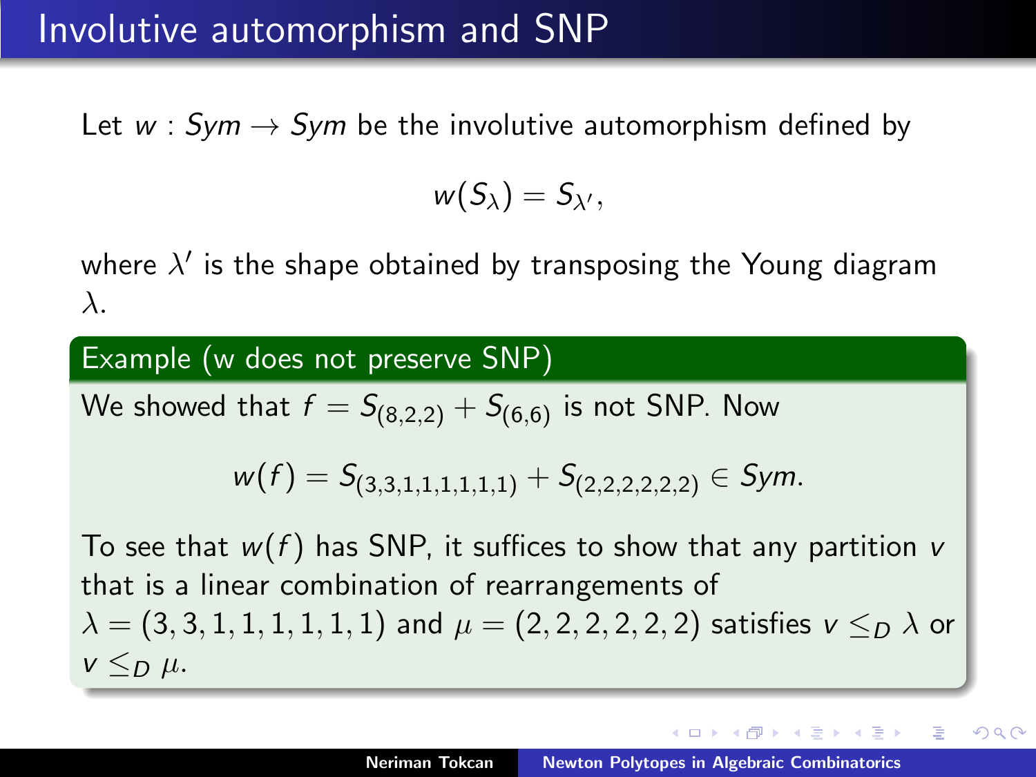# Involutive automorphism and SNP

Let $w : Sym \to Sym$ be the involutive automorphism defined by

$$w(S_\lambda) = S_{\lambda'},$$

where $\lambda'$ is the shape obtained by transposing the Young diagram $\lambda$.

**Example (w does not preserve SNP)**

We showed that $f = S_{(8,2,2)} + S_{(6,6)}$ is not SNP. Now

$$w(f) = S_{(3,3,1,1,1,1,1,1)} + S_{(2,2,2,2,2,2)} \in Sym.$$

To see that $w(f)$ has SNP, it suffices to show that any partition $v$ that is a linear combination of rearrangements of $\lambda = (3,3,1,1,1,1,1,1)$ and $\mu = (2,2,2,2,2,2)$ satisfies $v \leq_D \lambda$ or $v \leq_D \mu$.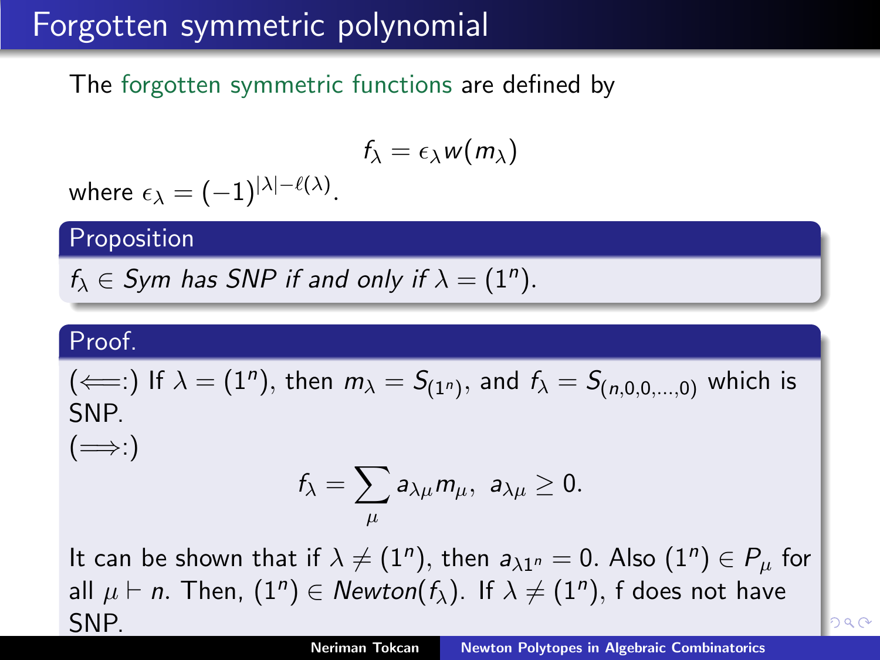# Forgotten symmetric polynomial

The forgotten symmetric functions are defined by

$$f_\lambda = \epsilon_\lambda w(m_\lambda)$$

where $\epsilon_\lambda = (-1)^{|\lambda| - \ell(\lambda)}$.

**Proposition**

*$f_\lambda \in Sym$ has SNP if and only if $\lambda = (1^n)$.*

**Proof.**

($\Longleftarrow$:) If $\lambda = (1^n)$, then $m_\lambda = S_{(1^n)}$, and $f_\lambda = S_{(n,0,0,\ldots,0)}$ which is SNP.

($\Longrightarrow$:)

$$f_\lambda = \sum_\mu a_{\lambda\mu} m_\mu, \;\; a_{\lambda\mu} \geq 0.$$

It can be shown that if $\lambda \neq (1^n)$, then $a_{\lambda 1^n} = 0$. Also $(1^n) \in P_\mu$ for all $\mu \vdash n$. Then, $(1^n) \in Newton(f_\lambda)$. If $\lambda \neq (1^n)$, f does not have SNP.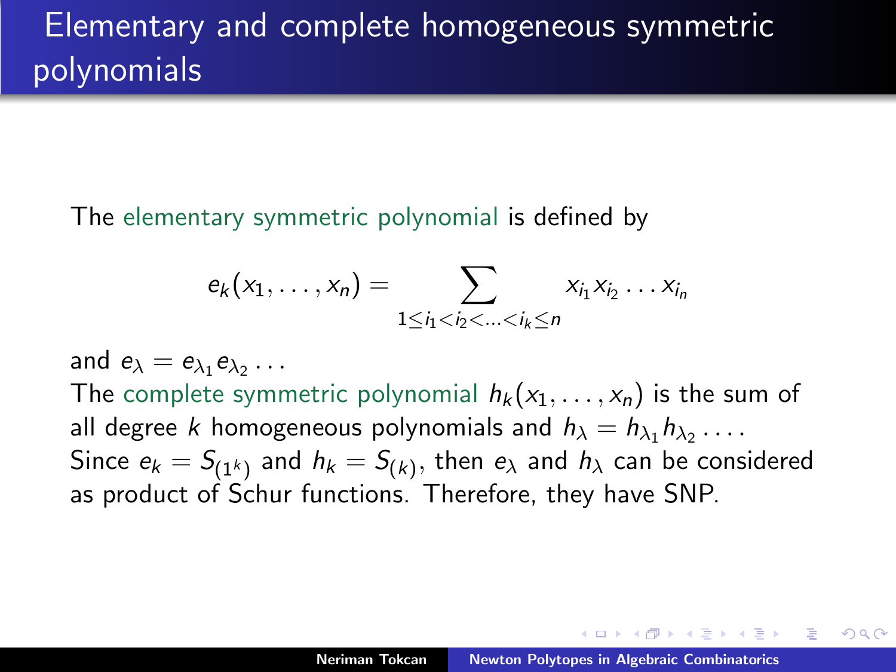# Elementary and complete homogeneous symmetric polynomials

The elementary symmetric polynomial is defined by

$$e_k(x_1, \ldots, x_n) = \sum_{1 \leq i_1 < i_2 < \ldots < i_k \leq n} x_{i_1} x_{i_2} \ldots x_{i_n}$$

and $e_\lambda = e_{\lambda_1} e_{\lambda_2} \ldots$

The complete symmetric polynomial $h_k(x_1, \ldots, x_n)$ is the sum of all degree $k$ homogeneous polynomials and $h_\lambda = h_{\lambda_1} h_{\lambda_2} \ldots$.

Since $e_k = S_{(1^k)}$ and $h_k = S_{(k)}$, then $e_\lambda$ and $h_\lambda$ can be considered as product of Schur functions. Therefore, they have SNP.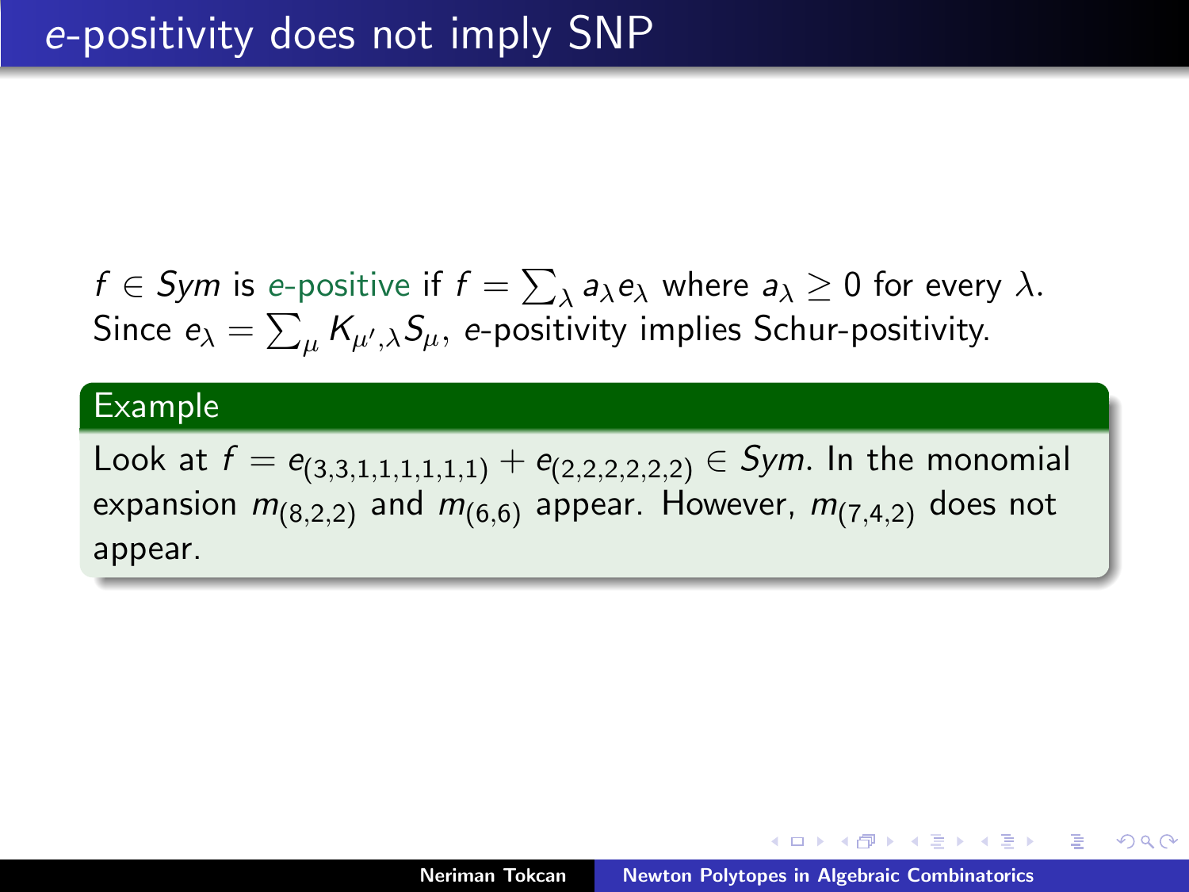# $e$-positivity does not imply SNP

$f \in Sym$ is e-positive if $f = \sum_\lambda a_\lambda e_\lambda$ where $a_\lambda \geq 0$ for every $\lambda$. Since $e_\lambda = \sum_\mu K_{\mu',\lambda} S_\mu$, $e$-positivity implies Schur-positivity.

**Example**

Look at $f = e_{(3,3,1,1,1,1,1,1)} + e_{(2,2,2,2,2,2)} \in Sym$. In the monomial expansion $m_{(8,2,2)}$ and $m_{(6,6)}$ appear. However, $m_{(7,4,2)}$ does not appear.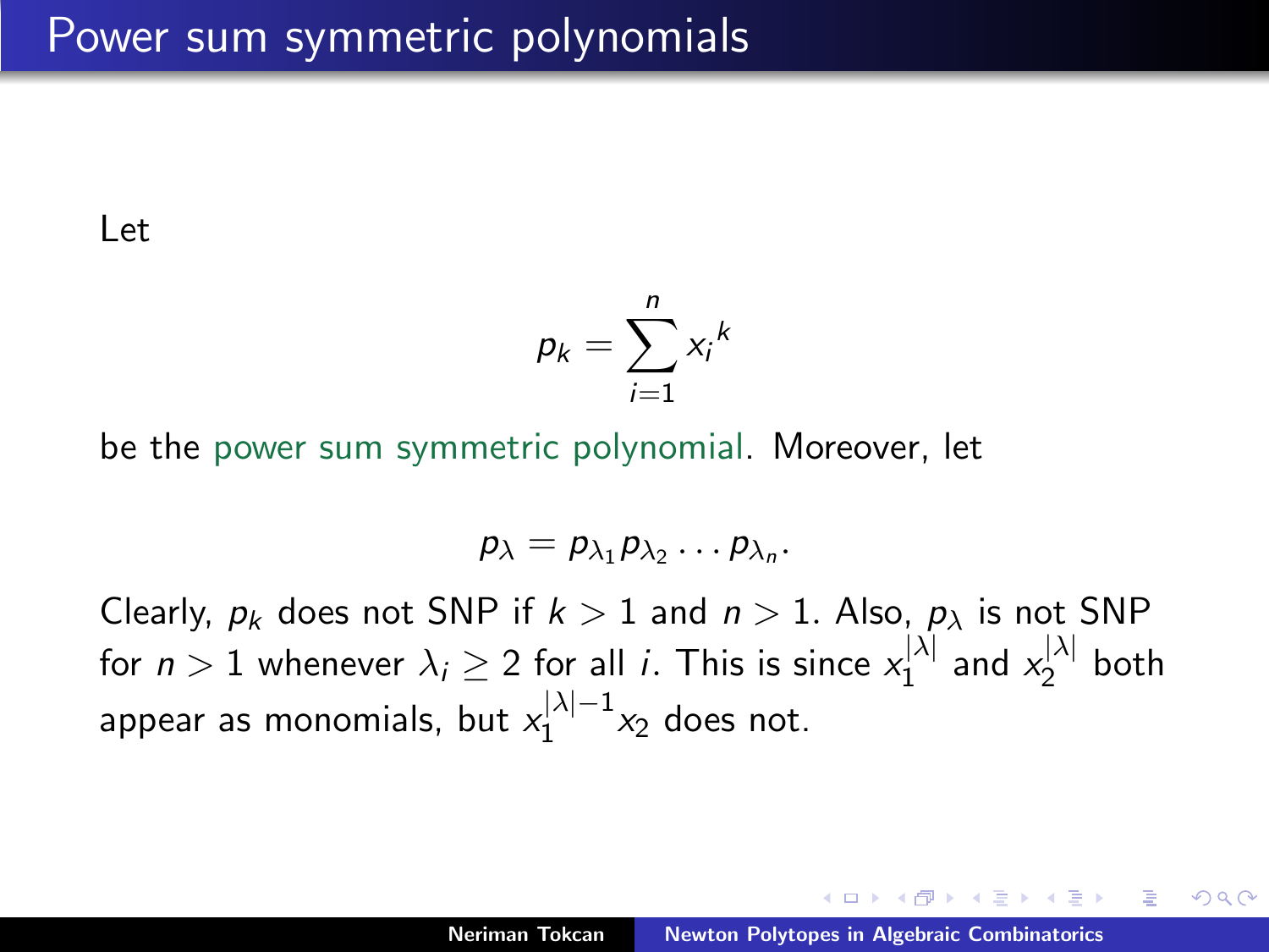# Power sum symmetric polynomials

Let

$$p_k = \sum_{i=1}^{n} {x_i}^k$$

be the power sum symmetric polynomial. Moreover, let

$$p_\lambda = p_{\lambda_1} p_{\lambda_2} \ldots p_{\lambda_n}.$$

Clearly, $p_k$ does not SNP if $k > 1$ and $n > 1$. Also, $p_\lambda$ is not SNP for $n > 1$ whenever $\lambda_i \geq 2$ for all $i$. This is since $x_1^{|\lambda|}$ and $x_2^{|\lambda|}$ both appear as monomials, but $x_1^{|\lambda|-1} x_2$ does not.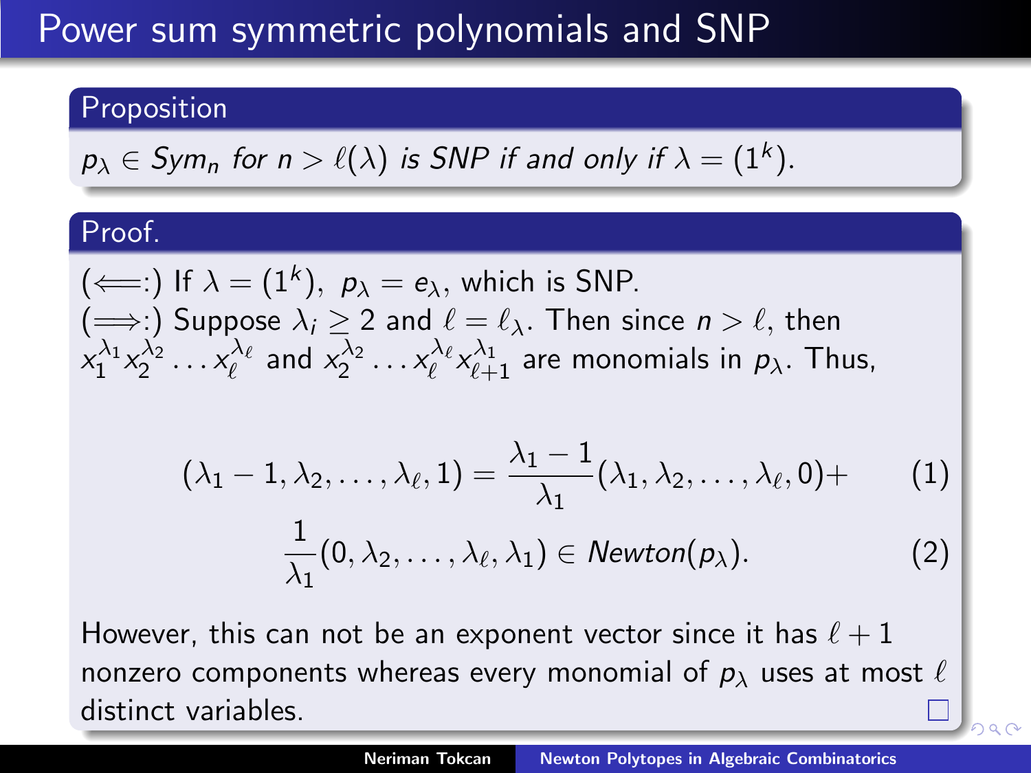# Power sum symmetric polynomials and SNP

**Proposition**

*$p_\lambda \in Sym_n$ for $n > \ell(\lambda)$ is SNP if and only if $\lambda = (1^k)$.*

**Proof.**

($\Longleftarrow$:) If $\lambda = (1^k)$, $p_\lambda = e_\lambda$, which is SNP.
($\Longrightarrow$:) Suppose $\lambda_i \geq 2$ and $\ell = \ell_\lambda$. Then since $n > \ell$, then $x_1^{\lambda_1} x_2^{\lambda_2} \dots x_\ell^{\lambda_\ell}$ and $x_2^{\lambda_2} \dots x_\ell^{\lambda_\ell} x_{\ell+1}^{\lambda_1}$ are monomials in $p_\lambda$. Thus,

$$(\lambda_1 - 1, \lambda_2, \dots, \lambda_\ell, 1) = \frac{\lambda_1 - 1}{\lambda_1}(\lambda_1, \lambda_2, \dots, \lambda_\ell, 0) + \tag{1}$$

$$\frac{1}{\lambda_1}(0, \lambda_2, \dots, \lambda_\ell, \lambda_1) \in Newton(p_\lambda). \tag{2}$$

However, this can not be an exponent vector since it has $\ell + 1$ nonzero components whereas every monomial of $p_\lambda$ uses at most $\ell$ distinct variables. □